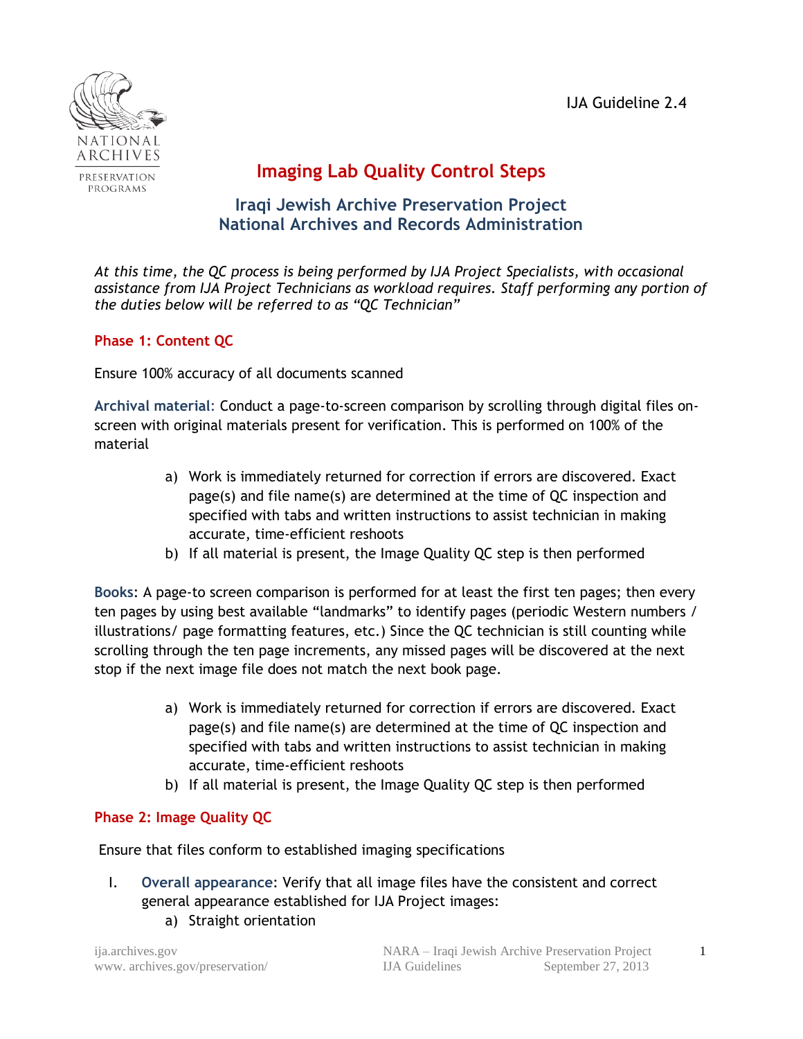IJA Guideline 2.4

# Imaging Lab Quality Control Steps

## Iraqi Jewish Archive Preservation Project
## National Archives and Records Administration

*At this time, the QC process is being performed by IJA Project Specialists, with occasional assistance from IJA Project Technicians as workload requires. Staff performing any portion of the duties below will be referred to as "QC Technician"*

### Phase 1: Content QC

Ensure 100% accuracy of all documents scanned

**Archival material**: Conduct a page-to-screen comparison by scrolling through digital files on-screen with original materials present for verification. This is performed on 100% of the material

a) Work is immediately returned for correction if errors are discovered. Exact page(s) and file name(s) are determined at the time of QC inspection and specified with tabs and written instructions to assist technician in making accurate, time-efficient reshoots
b) If all material is present, the Image Quality QC step is then performed

**Books**: A page-to screen comparison is performed for at least the first ten pages; then every ten pages by using best available "landmarks" to identify pages (periodic Western numbers / illustrations/ page formatting features, etc.) Since the QC technician is still counting while scrolling through the ten page increments, any missed pages will be discovered at the next stop if the next image file does not match the next book page.

a) Work is immediately returned for correction if errors are discovered. Exact page(s) and file name(s) are determined at the time of QC inspection and specified with tabs and written instructions to assist technician in making accurate, time-efficient reshoots
b) If all material is present, the Image Quality QC step is then performed

### Phase 2: Image Quality QC

Ensure that files conform to established imaging specifications

I. **Overall appearance**: Verify that all image files have the consistent and correct general appearance established for IJA Project images:
   a) Straight orientation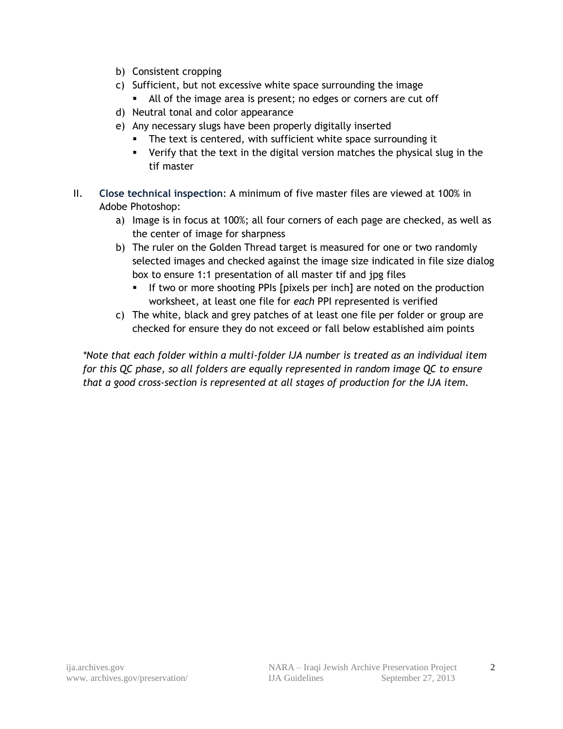b) Consistent cropping
c) Sufficient, but not excessive white space surrounding the image
    - All of the image area is present; no edges or corners are cut off
d) Neutral tonal and color appearance
e) Any necessary slugs have been properly digitally inserted
    - The text is centered, with sufficient white space surrounding it
    - Verify that the text in the digital version matches the physical slug in the tif master

II. **Close technical inspection**: A minimum of five master files are viewed at 100% in Adobe Photoshop:

a) Image is in focus at 100%; all four corners of each page are checked, as well as the center of image for sharpness
b) The ruler on the Golden Thread target is measured for one or two randomly selected images and checked against the image size indicated in file size dialog box to ensure 1:1 presentation of all master tif and jpg files
    - If two or more shooting PPIs [pixels per inch] are noted on the production worksheet, at least one file for *each* PPI represented is verified
c) The white, black and grey patches of at least one file per folder or group are checked for ensure they do not exceed or fall below established aim points

*\*Note that each folder within a multi-folder IJA number is treated as an individual item for this QC phase, so all folders are equally represented in random image QC to ensure that a good cross-section is represented at all stages of production for the IJA item.*